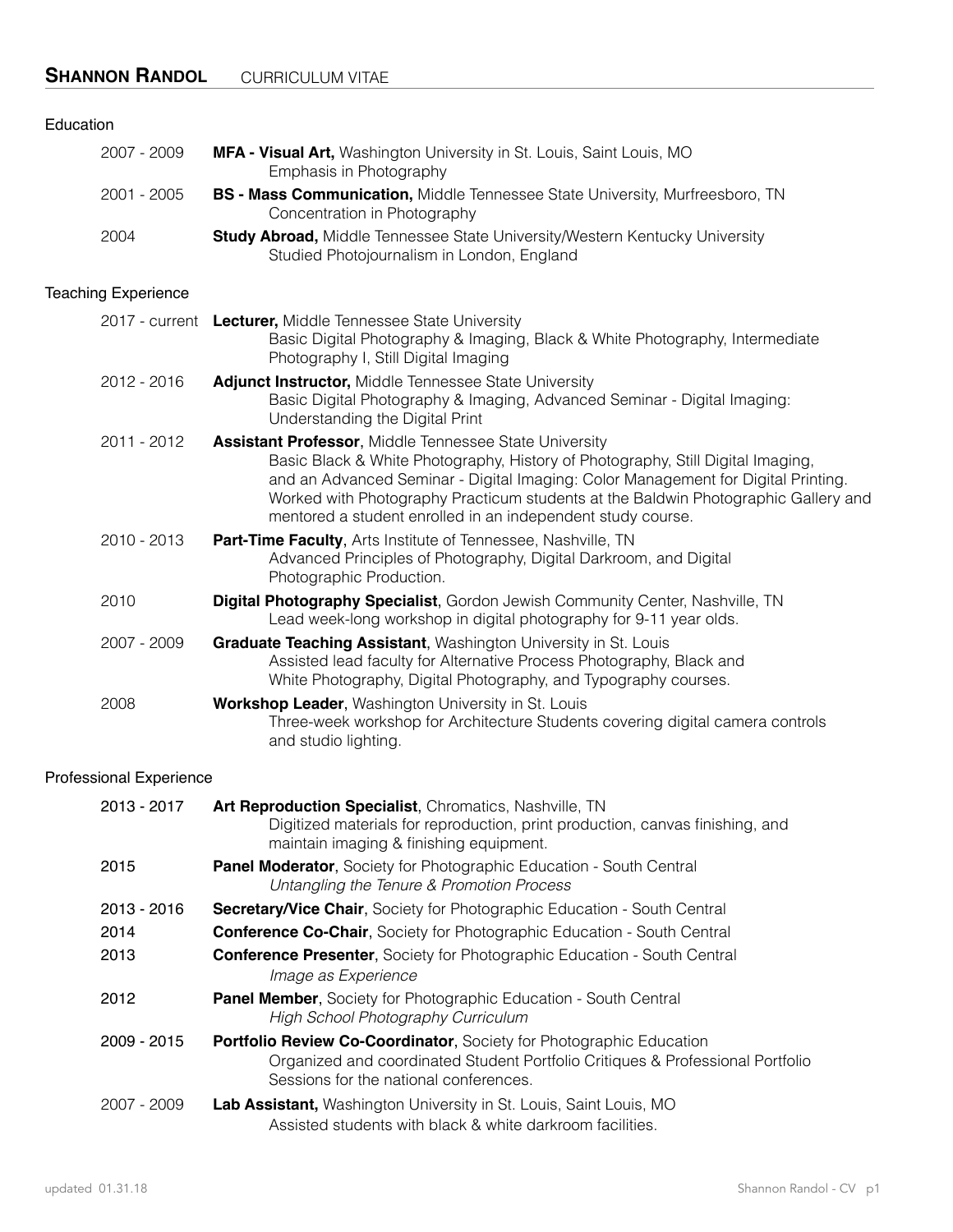# **SHANNON RANDOL** CURRICULUM VITAE

## Education

2007 - 2009 **MFA - Visual Art,** Washington University in St. Louis, Saint Louis, MO
Emphasis in Photography

2001 - 2005 **BS - Mass Communication,** Middle Tennessee State University, Murfreesboro, TN
Concentration in Photography

2004 **Study Abroad,** Middle Tennessee State University/Western Kentucky University
Studied Photojournalism in London, England

## Teaching Experience

2017 - current **Lecturer,** Middle Tennessee State University
Basic Digital Photography & Imaging, Black & White Photography, Intermediate Photography I, Still Digital Imaging

2012 - 2016 **Adjunct Instructor,** Middle Tennessee State University
Basic Digital Photography & Imaging, Advanced Seminar - Digital Imaging: Understanding the Digital Print

2011 - 2012 **Assistant Professor**, Middle Tennessee State University
Basic Black & White Photography, History of Photography, Still Digital Imaging, and an Advanced Seminar - Digital Imaging: Color Management for Digital Printing. Worked with Photography Practicum students at the Baldwin Photographic Gallery and mentored a student enrolled in an independent study course.

2010 - 2013 **Part-Time Faculty**, Arts Institute of Tennessee, Nashville, TN
Advanced Principles of Photography, Digital Darkroom, and Digital Photographic Production.

2010 **Digital Photography Specialist**, Gordon Jewish Community Center, Nashville, TN
Lead week-long workshop in digital photography for 9-11 year olds.

2007 - 2009 **Graduate Teaching Assistant**, Washington University in St. Louis
Assisted lead faculty for Alternative Process Photography, Black and White Photography, Digital Photography, and Typography courses.

2008 **Workshop Leader**, Washington University in St. Louis
Three-week workshop for Architecture Students covering digital camera controls and studio lighting.

## Professional Experience

2013 - 2017 **Art Reproduction Specialist**, Chromatics, Nashville, TN
Digitized materials for reproduction, print production, canvas finishing, and maintain imaging & finishing equipment.

2015 **Panel Moderator**, Society for Photographic Education - South Central
*Untangling the Tenure & Promotion Process*

2013 - 2016 **Secretary/Vice Chair**, Society for Photographic Education - South Central

2014 **Conference Co-Chair**, Society for Photographic Education - South Central

2013 **Conference Presenter**, Society for Photographic Education - South Central
*Image as Experience*

2012 **Panel Member**, Society for Photographic Education - South Central
*High School Photography Curriculum*

2009 - 2015 **Portfolio Review Co-Coordinator**, Society for Photographic Education
Organized and coordinated Student Portfolio Critiques & Professional Portfolio Sessions for the national conferences.

2007 - 2009 **Lab Assistant,** Washington University in St. Louis, Saint Louis, MO
Assisted students with black & white darkroom facilities.

updated 01.31.18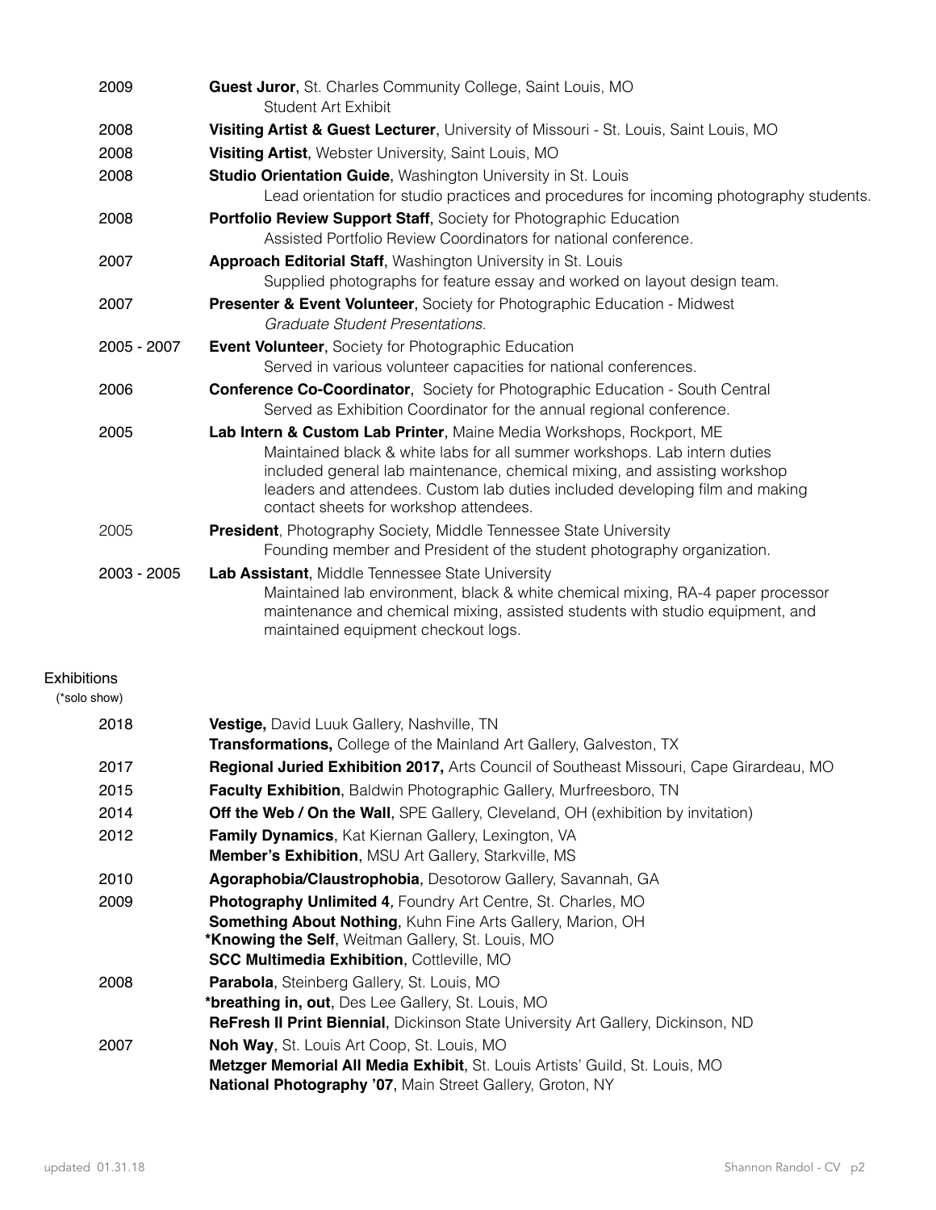**2009** — **Guest Juror**, St. Charles Community College, Saint Louis, MO
Student Art Exhibit

**2008** — **Visiting Artist & Guest Lecturer**, University of Missouri - St. Louis, Saint Louis, MO

**2008** — **Visiting Artist**, Webster University, Saint Louis, MO

**2008** — **Studio Orientation Guide**, Washington University in St. Louis
Lead orientation for studio practices and procedures for incoming photography students.

**2008** — **Portfolio Review Support Staff**, Society for Photographic Education
Assisted Portfolio Review Coordinators for national conference.

**2007** — **Approach Editorial Staff**, Washington University in St. Louis
Supplied photographs for feature essay and worked on layout design team.

**2007** — **Presenter & Event Volunteer**, Society for Photographic Education - Midwest
*Graduate Student Presentations.*

**2005 - 2007** — **Event Volunteer**, Society for Photographic Education
Served in various volunteer capacities for national conferences.

**2006** — **Conference Co-Coordinator**, Society for Photographic Education - South Central
Served as Exhibition Coordinator for the annual regional conference.

**2005** — **Lab Intern & Custom Lab Printer**, Maine Media Workshops, Rockport, ME
Maintained black & white labs for all summer workshops. Lab intern duties included general lab maintenance, chemical mixing, and assisting workshop leaders and attendees. Custom lab duties included developing film and making contact sheets for workshop attendees.

**2005** — **President**, Photography Society, Middle Tennessee State University
Founding member and President of the student photography organization.

**2003 - 2005** — **Lab Assistant**, Middle Tennessee State University
Maintained lab environment, black & white chemical mixing, RA-4 paper processor maintenance and chemical mixing, assisted students with studio equipment, and maintained equipment checkout logs.

## Exhibitions

(*solo show)

**2018**
- **Vestige,** David Luuk Gallery, Nashville, TN
- **Transformations,** College of the Mainland Art Gallery, Galveston, TX

**2017**
- **Regional Juried Exhibition 2017,** Arts Council of Southeast Missouri, Cape Girardeau, MO

**2015**
- **Faculty Exhibition**, Baldwin Photographic Gallery, Murfreesboro, TN

**2014**
- **Off the Web / On the Wall**, SPE Gallery, Cleveland, OH (exhibition by invitation)

**2012**
- **Family Dynamics**, Kat Kiernan Gallery, Lexington, VA
- **Member's Exhibition**, MSU Art Gallery, Starkville, MS

**2010**
- **Agoraphobia/Claustrophobia**, Desotorow Gallery, Savannah, GA

**2009**
- **Photography Unlimited 4**, Foundry Art Centre, St. Charles, MO
- **Something About Nothing**, Kuhn Fine Arts Gallery, Marion, OH
- ***Knowing the Self**, Weitman Gallery, St. Louis, MO
- **SCC Multimedia Exhibition**, Cottleville, MO

**2008**
- **Parabola**, Steinberg Gallery, St. Louis, MO
- ***breathing in, out**, Des Lee Gallery, St. Louis, MO
- **ReFresh II Print Biennial**, Dickinson State University Art Gallery, Dickinson, ND

**2007**
- **Noh Way**, St. Louis Art Coop, St. Louis, MO
- **Metzger Memorial All Media Exhibit**, St. Louis Artists' Guild, St. Louis, MO
- **National Photography '07**, Main Street Gallery, Groton, NY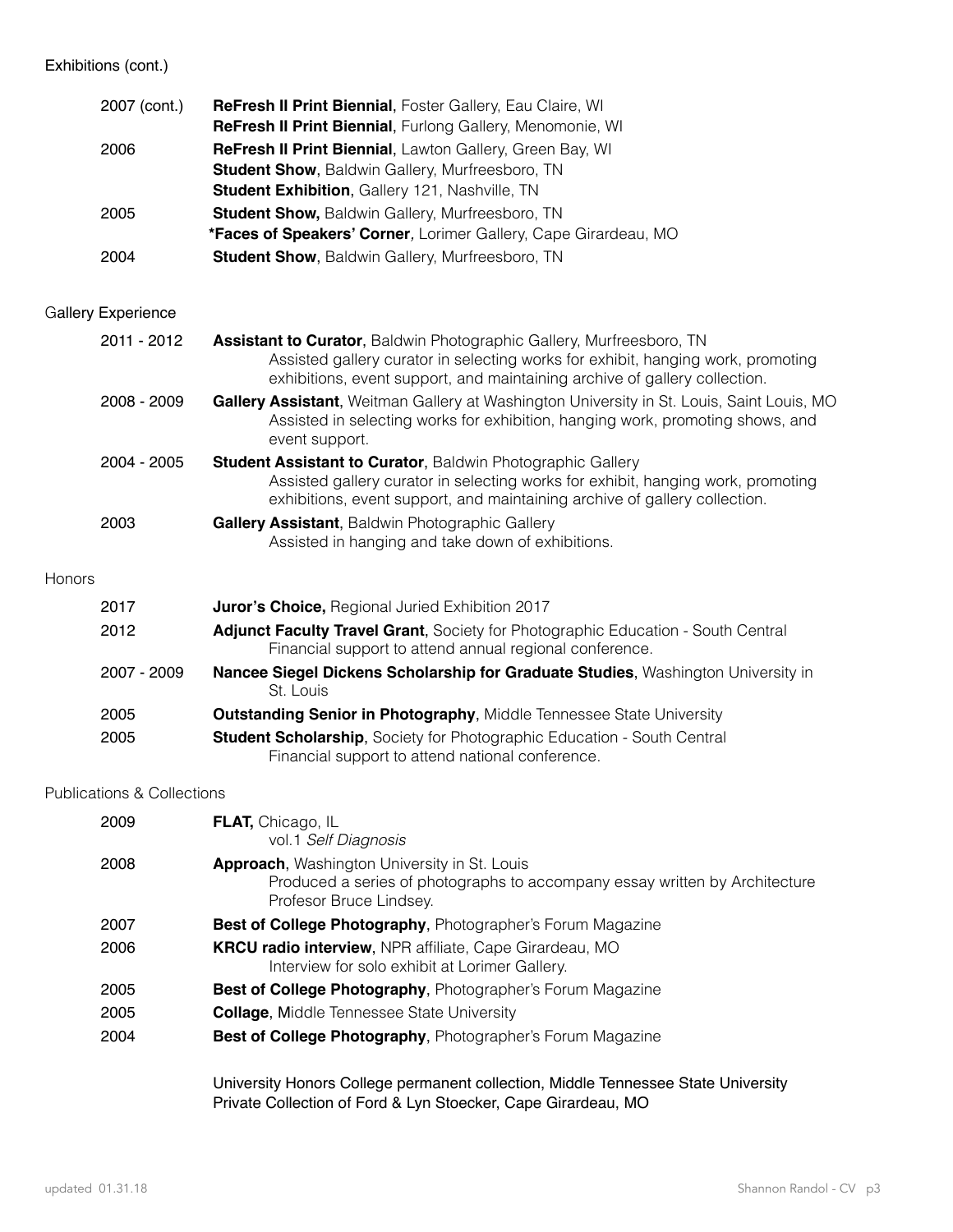## Exhibitions (cont.)

| | |
|---|---|
| 2007 (cont.) | **ReFresh II Print Biennial**, Foster Gallery, Eau Claire, WI |
| | **ReFresh II Print Biennial**, Furlong Gallery, Menomonie, WI |
| 2006 | **ReFresh II Print Biennial**, Lawton Gallery, Green Bay, WI |
| | **Student Show**, Baldwin Gallery, Murfreesboro, TN |
| | **Student Exhibition**, Gallery 121, Nashville, TN |
| 2005 | **Student Show,** Baldwin Gallery, Murfreesboro, TN |
| | ***Faces of Speakers' Corner**, Lorimer Gallery, Cape Girardeau, MO |
| 2004 | **Student Show**, Baldwin Gallery, Murfreesboro, TN |

## Gallery Experience

| | |
|---|---|
| 2011 - 2012 | **Assistant to Curator**, Baldwin Photographic Gallery, Murfreesboro, TN<br>Assisted gallery curator in selecting works for exhibit, hanging work, promoting exhibitions, event support, and maintaining archive of gallery collection. |
| 2008 - 2009 | **Gallery Assistant**, Weitman Gallery at Washington University in St. Louis, Saint Louis, MO<br>Assisted in selecting works for exhibition, hanging work, promoting shows, and event support. |
| 2004 - 2005 | **Student Assistant to Curator**, Baldwin Photographic Gallery<br>Assisted gallery curator in selecting works for exhibit, hanging work, promoting exhibitions, event support, and maintaining archive of gallery collection. |
| 2003 | **Gallery Assistant**, Baldwin Photographic Gallery<br>Assisted in hanging and take down of exhibitions. |

## Honors

| | |
|---|---|
| 2017 | **Juror's Choice,** Regional Juried Exhibition 2017 |
| 2012 | **Adjunct Faculty Travel Grant**, Society for Photographic Education - South Central<br>Financial support to attend annual regional conference. |
| 2007 - 2009 | **Nancee Siegel Dickens Scholarship for Graduate Studies**, Washington University in St. Louis |
| 2005 | **Outstanding Senior in Photography**, Middle Tennessee State University |
| 2005 | **Student Scholarship**, Society for Photographic Education - South Central<br>Financial support to attend national conference. |

## Publications & Collections

| | |
|---|---|
| 2009 | **FLAT,** Chicago, IL<br>vol.1 *Self Diagnosis* |
| 2008 | **Approach**, Washington University in St. Louis<br>Produced a series of photographs to accompany essay written by Architecture Profesor Bruce Lindsey. |
| 2007 | **Best of College Photography**, Photographer's Forum Magazine |
| 2006 | **KRCU radio interview**, NPR affiliate, Cape Girardeau, MO<br>Interview for solo exhibit at Lorimer Gallery. |
| 2005 | **Best of College Photography**, Photographer's Forum Magazine |
| 2005 | **Collage**, Middle Tennessee State University |
| 2004 | **Best of College Photography**, Photographer's Forum Magazine |

University Honors College permanent collection, Middle Tennessee State University
Private Collection of Ford & Lyn Stoecker, Cape Girardeau, MO

updated 01.31.18